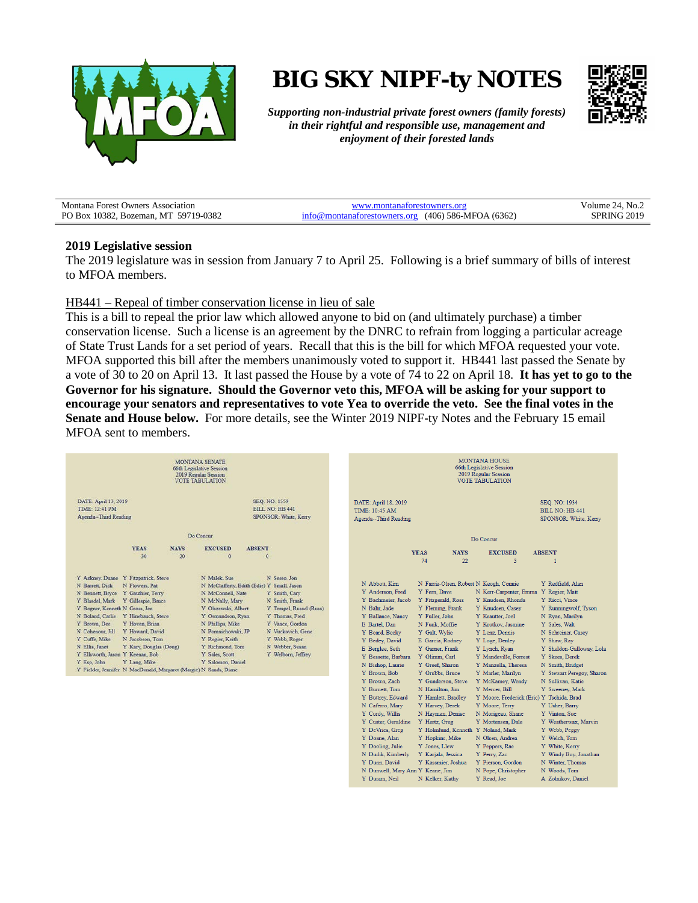# BIG SKY NIPF-ty NOTES

*Supporting non-industrial private forest owners (family forests) in their rightful and responsible use, management and enjoyment of their forested lands*

Montana Forest Owners Association
PO Box 10382, Bozeman, MT 59719-0382

www.montanaforestowners.org
info@montanaforestowners.org (406) 586-MFOA (6362)

Volume 24, No.2
SPRING 2019

## 2019 Legislative session

The 2019 legislature was in session from January 7 to April 25. Following is a brief summary of bills of interest to MFOA members.

### HB441 – Repeal of timber conservation license in lieu of sale

This is a bill to repeal the prior law which allowed anyone to bid on (and ultimately purchase) a timber conservation license. Such a license is an agreement by the DNRC to refrain from logging a particular acreage of State Trust Lands for a set period of years. Recall that this is the bill for which MFOA requested your vote. MFOA supported this bill after the members unanimously voted to support it. HB441 last passed the Senate by a vote of 30 to 20 on April 13. It last passed the House by a vote of 74 to 22 on April 18. **It has yet to go to the Governor for his signature. Should the Governor veto this, MFOA will be asking for your support to encourage your senators and representatives to vote Yea to override the veto. See the final votes in the Senate and House below.** For more details, see the Winter 2019 NIPF-ty Notes and the February 15 email MFOA sent to members.

MONTANA SENATE
66th Legislative Session
2019 Regular Session
VOTE TABULATION

DATE: April 13, 2019
TIME: 12:41 PM
Agenda--Third Reading

SEQ. NO: 1559
BILL NO: HB 441
SPONSOR: White, Kerry

Do Concur

| YEAS | NAYS | EXCUSED | ABSENT |
|---|---|---|---|
| 30 | 20 | 0 | 0 |

| | | | |
|---|---|---|---|
| Y Ankney, Duane | Y Fitzpatrick, Steve | N Malek, Sue | N Sesso, Jon |
| N Barrett, Dick | N Flowers, Pat | N McClafferty, Edith (Edie) | Y Small, Jason |
| N Bennett, Bryce | Y Gauthier, Terry | N McConnell, Nate | Y Smith, Cary |
| Y Blasdel, Mark | Y Gillespie, Bruce | N McNally, Mary | N Smith, Frank |
| Y Bogner, Kenneth | N Gross, Jen | Y Olszewski, Albert | Y Tempel, Russel (Russ) |
| N Boland, Carlie | Y Hinebauch, Steve | Y Osmundson, Ryan | Y Thomas, Fred |
| Y Brown, Dee | Y Hoven, Brian | N Phillips, Mike | Y Vance, Gordon |
| N Cohenour, Jill | Y Howard, David | N Pomnichowski, JP | N Vuckovich, Gene |
| Y Cuffe, Mike | N Jacobson, Tom | Y Regier, Keith | Y Webb, Roger |
| N Ellis, Janet | Y Kary, Douglas (Doug) | Y Richmond, Tom | N Webber, Susan |
| Y Ellsworth, Jason | Y Keenan, Bob | Y Sales, Scott | Y Welborn, Jeffrey |
| Y Esp, John | Y Lang, Mike | Y Salomon, Daniel | |
| Y Fielder, Jennifer | N MacDonald, Margaret (Margie) | N Sands, Diane | |

MONTANA HOUSE
66th Legislative Session
2019 Regular Session
VOTE TABULATION

DATE: April 18, 2019
TIME: 10:45 AM
Agenda--Third Reading

SEQ. NO: 1934
BILL NO: HB 441
SPONSOR: White, Kerry

Do Concur

| YEAS | NAYS | EXCUSED | ABSENT |
|---|---|---|---|
| 74 | 22 | 3 | 1 |

| | | | |
|---|---|---|---|
| N Abbott, Kim | N Farris-Olsen, Robert | N Keogh, Connie | Y Redfield, Alan |
| Y Anderson, Fred | Y Fern, Dave | N Kerr-Carpenter, Emma | Y Regier, Matt |
| Y Bachmeier, Jacob | Y Fitzgerald, Ross | Y Knudsen, Rhonda | Y Ricci, Vince |
| N Bahr, Jade | Y Fleming, Frank | Y Knudsen, Casey | Y Runningwolf, Tyson |
| Y Ballance, Nancy | Y Fuller, John | Y Krautter, Joel | N Ryan, Marilyn |
| E Bartel, Dan | N Funk, Moffie | Y Krotkov, Jasmine | Y Sales, Walt |
| Y Beard, Becky | Y Galt, Wylie | Y Lenz, Dennis | N Schreiner, Casey |
| Y Bedey, David | E Garcia, Rodney | Y Loge, Denley | Y Shaw, Ray |
| E Berglee, Seth | Y Garner, Frank | Y Lynch, Ryan | Y Sheldon-Galloway, Lola |
| Y Bessette, Barbara | Y Glimm, Carl | Y Mandeville, Forrest | Y Skees, Derek |
| N Bishop, Laurie | Y Greef, Sharon | Y Manzella, Theresa | N Smith, Bridget |
| Y Brown, Bob | Y Grubbs, Bruce | Y Marler, Marilyn | Y Stewart Peregoy, Sharon |
| Y Brown, Zach | Y Gunderson, Steve | Y McKamey, Wendy | N Sullivan, Katie |
| Y Burnett, Tom | N Hamilton, Jim | Y Mercer, Bill | Y Sweeney, Mark |
| Y Buttrey, Edward | Y Hamlett, Bradley | Y Moore, Frederick (Eric) | Y Tschida, Brad |
| N Caferro, Mary | Y Harvey, Derek | Y Moore, Terry | Y Usher, Barry |
| Y Curdy, Willis | N Hayman, Denise | N Morigeau, Shane | Y Vinton, Sue |
| Y Custer, Geraldine | Y Hertz, Greg | Y Mortensen, Dale | Y Weatherwax, Marvin |
| Y DeVries, Greg | Y Holmlund, Kenneth | Y Noland, Mark | Y Webb, Peggy |
| Y Doane, Alan | Y Hopkins, Mike | N Olsen, Andrea | Y Welch, Tom |
| Y Dooling, Julie | Y Jones, Llew | Y Peppers, Rae | Y White, Kerry |
| N Dudik, Kimberly | Y Karjala, Jessica | Y Perry, Zac | Y Windy Boy, Jonathan |
| Y Dunn, David | Y Kassmier, Joshua | Y Pierson, Gordon | N Winter, Thomas |
| N Dunwell, Mary Ann | Y Keane, Jim | N Pope, Christopher | N Woods, Tom |
| Y Duram, Neil | N Kelker, Kathy | Y Read, Joe | A Zolnikov, Daniel |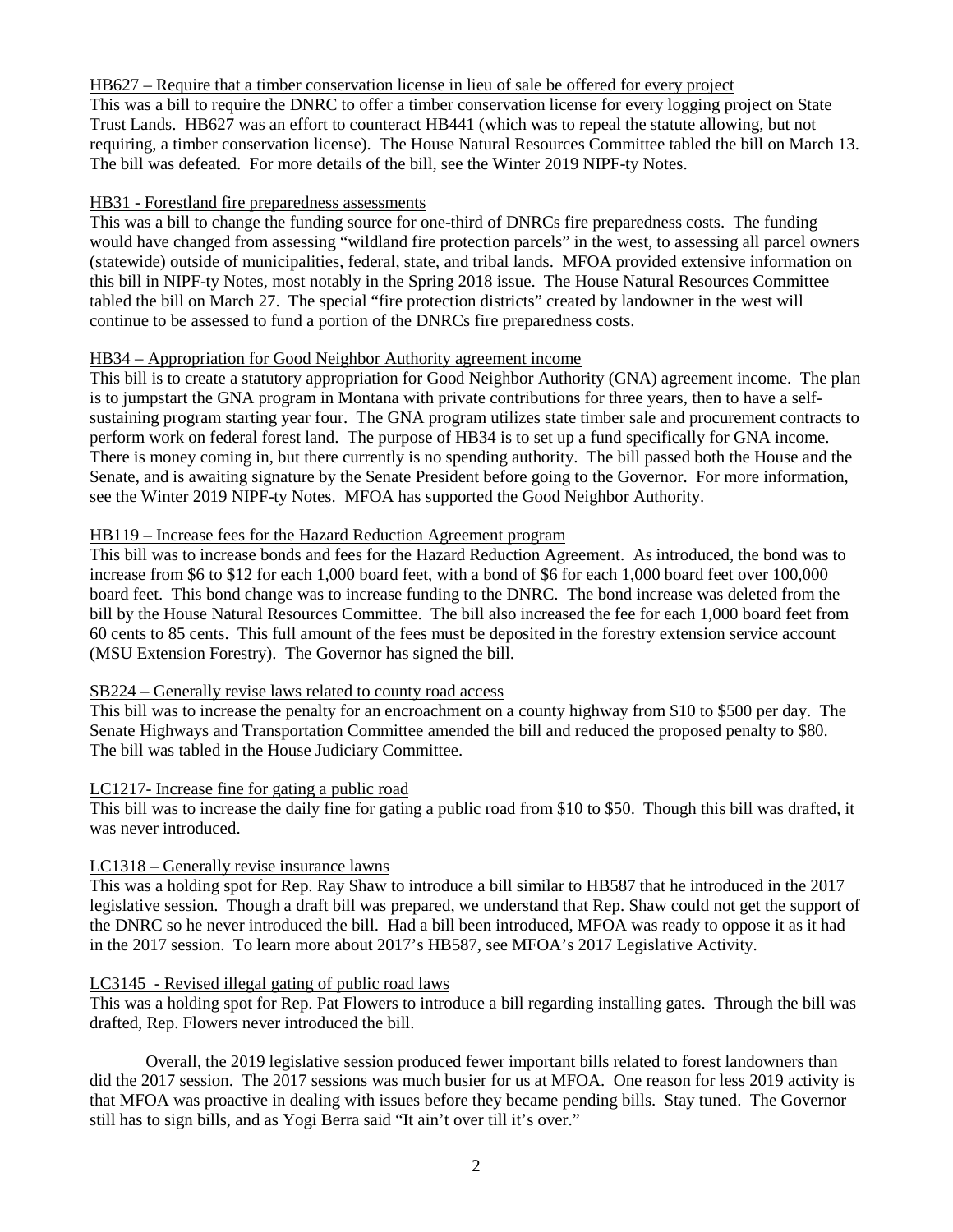HB627 – Require that a timber conservation license in lieu of sale be offered for every project

This was a bill to require the DNRC to offer a timber conservation license for every logging project on State Trust Lands. HB627 was an effort to counteract HB441 (which was to repeal the statute allowing, but not requiring, a timber conservation license). The House Natural Resources Committee tabled the bill on March 13. The bill was defeated. For more details of the bill, see the Winter 2019 NIPF-ty Notes.

HB31 - Forestland fire preparedness assessments

This was a bill to change the funding source for one-third of DNRCs fire preparedness costs. The funding would have changed from assessing "wildland fire protection parcels" in the west, to assessing all parcel owners (statewide) outside of municipalities, federal, state, and tribal lands. MFOA provided extensive information on this bill in NIPF-ty Notes, most notably in the Spring 2018 issue. The House Natural Resources Committee tabled the bill on March 27. The special "fire protection districts" created by landowner in the west will continue to be assessed to fund a portion of the DNRCs fire preparedness costs.

HB34 – Appropriation for Good Neighbor Authority agreement income

This bill is to create a statutory appropriation for Good Neighbor Authority (GNA) agreement income. The plan is to jumpstart the GNA program in Montana with private contributions for three years, then to have a self-sustaining program starting year four. The GNA program utilizes state timber sale and procurement contracts to perform work on federal forest land. The purpose of HB34 is to set up a fund specifically for GNA income. There is money coming in, but there currently is no spending authority. The bill passed both the House and the Senate, and is awaiting signature by the Senate President before going to the Governor. For more information, see the Winter 2019 NIPF-ty Notes. MFOA has supported the Good Neighbor Authority.

HB119 – Increase fees for the Hazard Reduction Agreement program

This bill was to increase bonds and fees for the Hazard Reduction Agreement. As introduced, the bond was to increase from $6 to $12 for each 1,000 board feet, with a bond of $6 for each 1,000 board feet over 100,000 board feet. This bond change was to increase funding to the DNRC. The bond increase was deleted from the bill by the House Natural Resources Committee. The bill also increased the fee for each 1,000 board feet from 60 cents to 85 cents. This full amount of the fees must be deposited in the forestry extension service account (MSU Extension Forestry). The Governor has signed the bill.

SB224 – Generally revise laws related to county road access

This bill was to increase the penalty for an encroachment on a county highway from $10 to $500 per day. The Senate Highways and Transportation Committee amended the bill and reduced the proposed penalty to $80. The bill was tabled in the House Judiciary Committee.

LC1217- Increase fine for gating a public road

This bill was to increase the daily fine for gating a public road from $10 to $50. Though this bill was drafted, it was never introduced.

LC1318 – Generally revise insurance lawns

This was a holding spot for Rep. Ray Shaw to introduce a bill similar to HB587 that he introduced in the 2017 legislative session. Though a draft bill was prepared, we understand that Rep. Shaw could not get the support of the DNRC so he never introduced the bill. Had a bill been introduced, MFOA was ready to oppose it as it had in the 2017 session. To learn more about 2017's HB587, see MFOA's 2017 Legislative Activity.

LC3145 - Revised illegal gating of public road laws

This was a holding spot for Rep. Pat Flowers to introduce a bill regarding installing gates. Through the bill was drafted, Rep. Flowers never introduced the bill.

Overall, the 2019 legislative session produced fewer important bills related to forest landowners than did the 2017 session. The 2017 sessions was much busier for us at MFOA. One reason for less 2019 activity is that MFOA was proactive in dealing with issues before they became pending bills. Stay tuned. The Governor still has to sign bills, and as Yogi Berra said "It ain't over till it's over."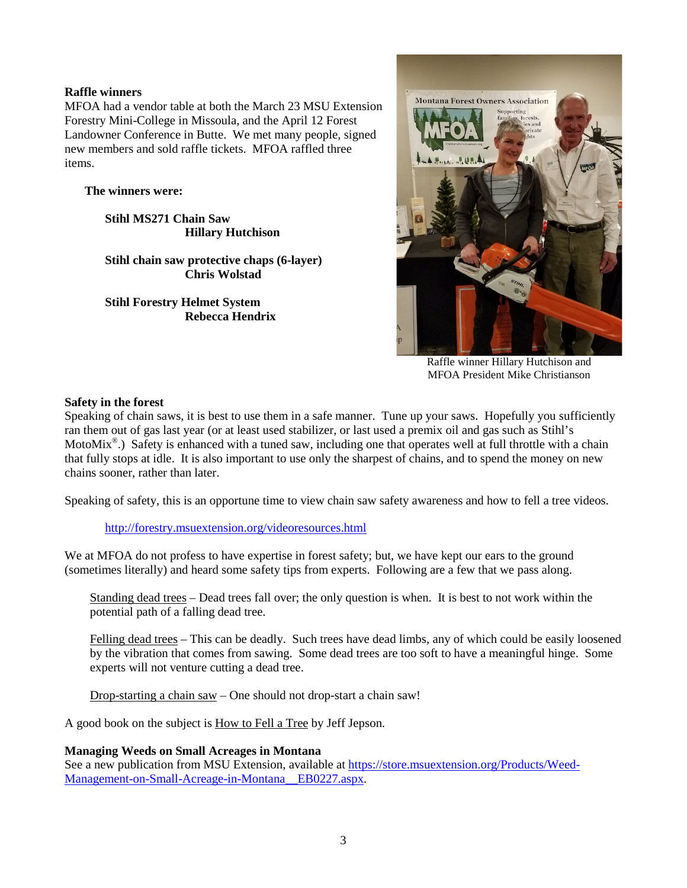**Raffle winners**

MFOA had a vendor table at both the March 23 MSU Extension Forestry Mini-College in Missoula, and the April 12 Forest Landowner Conference in Butte. We met many people, signed new members and sold raffle tickets. MFOA raffled three items.

**The winners were:**

**Stihl MS271 Chain Saw**
**Hillary Hutchison**

**Stihl chain saw protective chaps (6-layer)**
**Chris Wolstad**

**Stihl Forestry Helmet System**
**Rebecca Hendrix**

Raffle winner Hillary Hutchison and MFOA President Mike Christianson

**Safety in the forest**

Speaking of chain saws, it is best to use them in a safe manner. Tune up your saws. Hopefully you sufficiently ran them out of gas last year (or at least used stabilizer, or last used a premix oil and gas such as Stihl's MotoMix®.) Safety is enhanced with a tuned saw, including one that operates well at full throttle with a chain that fully stops at idle. It is also important to use only the sharpest of chains, and to spend the money on new chains sooner, rather than later.

Speaking of safety, this is an opportune time to view chain saw safety awareness and how to fell a tree videos.

http://forestry.msuextension.org/videoresources.html

We at MFOA do not profess to have expertise in forest safety; but, we have kept our ears to the ground (sometimes literally) and heard some safety tips from experts. Following are a few that we pass along.

Standing dead trees – Dead trees fall over; the only question is when. It is best to not work within the potential path of a falling dead tree.

Felling dead trees – This can be deadly. Such trees have dead limbs, any of which could be easily loosened by the vibration that comes from sawing. Some dead trees are too soft to have a meaningful hinge. Some experts will not venture cutting a dead tree.

Drop-starting a chain saw – One should not drop-start a chain saw!

A good book on the subject is How to Fell a Tree by Jeff Jepson.

**Managing Weeds on Small Acreages in Montana**

See a new publication from MSU Extension, available at https://store.msuextension.org/Products/Weed-Management-on-Small-Acreage-in-Montana__EB0227.aspx.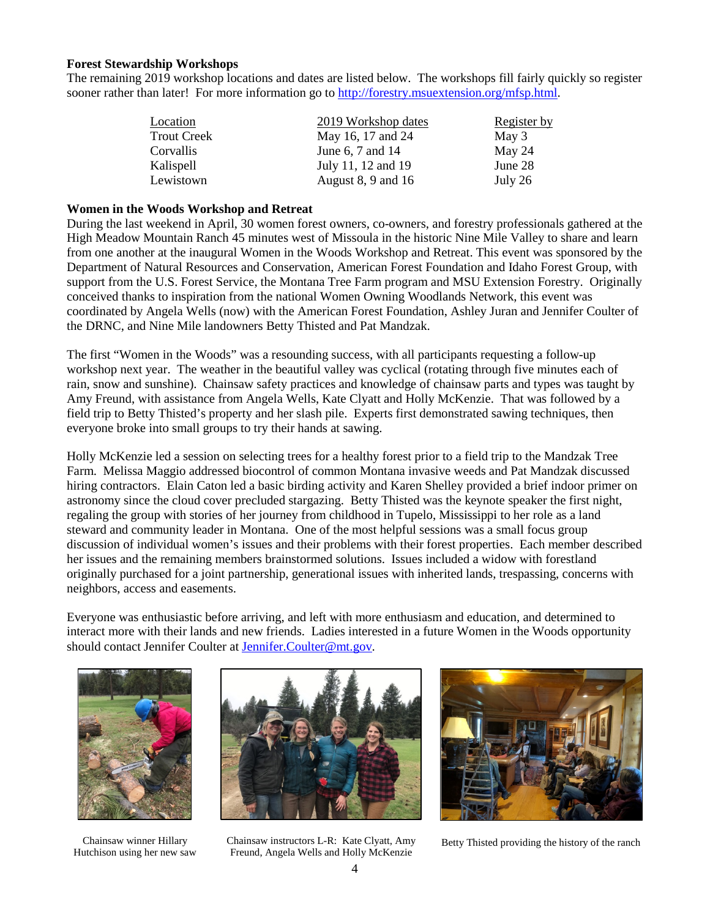**Forest Stewardship Workshops**

The remaining 2019 workshop locations and dates are listed below. The workshops fill fairly quickly so register sooner rather than later! For more information go to http://forestry.msuextension.org/mfsp.html.

| Location | 2019 Workshop dates | Register by |
|---|---|---|
| Trout Creek | May 16, 17 and 24 | May 3 |
| Corvallis | June 6, 7 and 14 | May 24 |
| Kalispell | July 11, 12 and 19 | June 28 |
| Lewistown | August 8, 9 and 16 | July 26 |

**Women in the Woods Workshop and Retreat**

During the last weekend in April, 30 women forest owners, co-owners, and forestry professionals gathered at the High Meadow Mountain Ranch 45 minutes west of Missoula in the historic Nine Mile Valley to share and learn from one another at the inaugural Women in the Woods Workshop and Retreat. This event was sponsored by the Department of Natural Resources and Conservation, American Forest Foundation and Idaho Forest Group, with support from the U.S. Forest Service, the Montana Tree Farm program and MSU Extension Forestry. Originally conceived thanks to inspiration from the national Women Owning Woodlands Network, this event was coordinated by Angela Wells (now) with the American Forest Foundation, Ashley Juran and Jennifer Coulter of the DRNC, and Nine Mile landowners Betty Thisted and Pat Mandzak.

The first "Women in the Woods" was a resounding success, with all participants requesting a follow-up workshop next year. The weather in the beautiful valley was cyclical (rotating through five minutes each of rain, snow and sunshine). Chainsaw safety practices and knowledge of chainsaw parts and types was taught by Amy Freund, with assistance from Angela Wells, Kate Clyatt and Holly McKenzie. That was followed by a field trip to Betty Thisted's property and her slash pile. Experts first demonstrated sawing techniques, then everyone broke into small groups to try their hands at sawing.

Holly McKenzie led a session on selecting trees for a healthy forest prior to a field trip to the Mandzak Tree Farm. Melissa Maggio addressed biocontrol of common Montana invasive weeds and Pat Mandzak discussed hiring contractors. Elain Caton led a basic birding activity and Karen Shelley provided a brief indoor primer on astronomy since the cloud cover precluded stargazing. Betty Thisted was the keynote speaker the first night, regaling the group with stories of her journey from childhood in Tupelo, Mississippi to her role as a land steward and community leader in Montana. One of the most helpful sessions was a small focus group discussion of individual women's issues and their problems with their forest properties. Each member described her issues and the remaining members brainstormed solutions. Issues included a widow with forestland originally purchased for a joint partnership, generational issues with inherited lands, trespassing, concerns with neighbors, access and easements.

Everyone was enthusiastic before arriving, and left with more enthusiasm and education, and determined to interact more with their lands and new friends. Ladies interested in a future Women in the Woods opportunity should contact Jennifer Coulter at Jennifer.Coulter@mt.gov.

Chainsaw winner Hillary Hutchison using her new saw

Chainsaw instructors L-R: Kate Clyatt, Amy Freund, Angela Wells and Holly McKenzie

Betty Thisted providing the history of the ranch